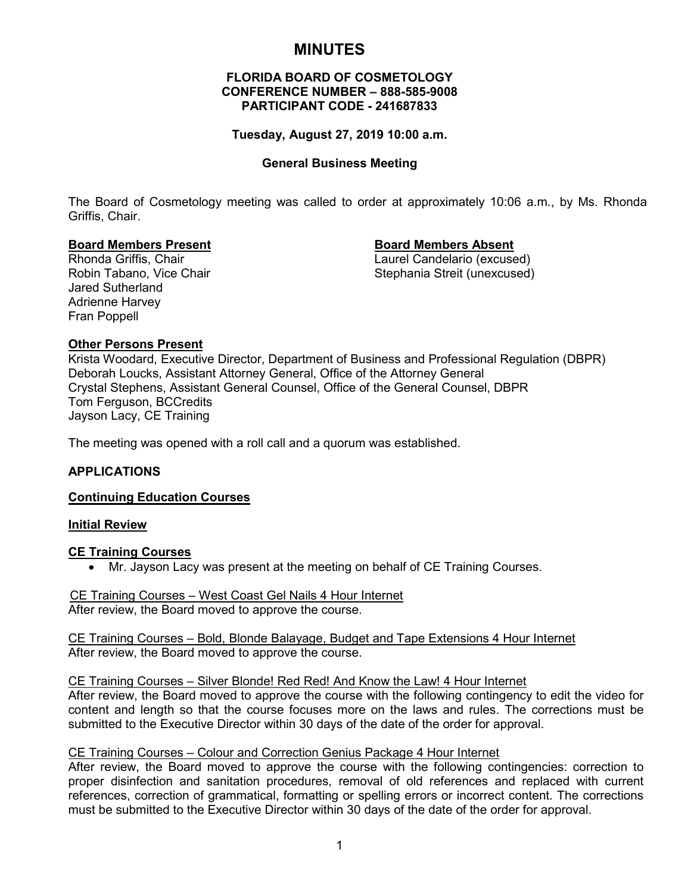# MINUTES

**FLORIDA BOARD OF COSMETOLOGY**
**CONFERENCE NUMBER – 888-585-9008**
**PARTICIPANT CODE - 241687833**

**Tuesday, August 27, 2019 10:00 a.m.**

**General Business Meeting**

The Board of Cosmetology meeting was called to order at approximately 10:06 a.m., by Ms. Rhonda Griffis, Chair.

**Board Members Present**
Rhonda Griffis, Chair
Robin Tabano, Vice Chair
Jared Sutherland
Adrienne Harvey
Fran Poppell

**Board Members Absent**
Laurel Candelario (excused)
Stephania Streit (unexcused)

**Other Persons Present**
Krista Woodard, Executive Director, Department of Business and Professional Regulation (DBPR)
Deborah Loucks, Assistant Attorney General, Office of the Attorney General
Crystal Stephens, Assistant General Counsel, Office of the General Counsel, DBPR
Tom Ferguson, BCCredits
Jayson Lacy, CE Training

The meeting was opened with a roll call and a quorum was established.

**APPLICATIONS**

**Continuing Education Courses**

**Initial Review**

**CE Training Courses**

- Mr. Jayson Lacy was present at the meeting on behalf of CE Training Courses.

CE Training Courses – West Coast Gel Nails 4 Hour Internet
After review, the Board moved to approve the course.

CE Training Courses – Bold, Blonde Balayage, Budget and Tape Extensions 4 Hour Internet
After review, the Board moved to approve the course.

CE Training Courses – Silver Blonde! Red Red! And Know the Law! 4 Hour Internet
After review, the Board moved to approve the course with the following contingency to edit the video for content and length so that the course focuses more on the laws and rules. The corrections must be submitted to the Executive Director within 30 days of the date of the order for approval.

CE Training Courses – Colour and Correction Genius Package 4 Hour Internet
After review, the Board moved to approve the course with the following contingencies: correction to proper disinfection and sanitation procedures, removal of old references and replaced with current references, correction of grammatical, formatting or spelling errors or incorrect content. The corrections must be submitted to the Executive Director within 30 days of the date of the order for approval.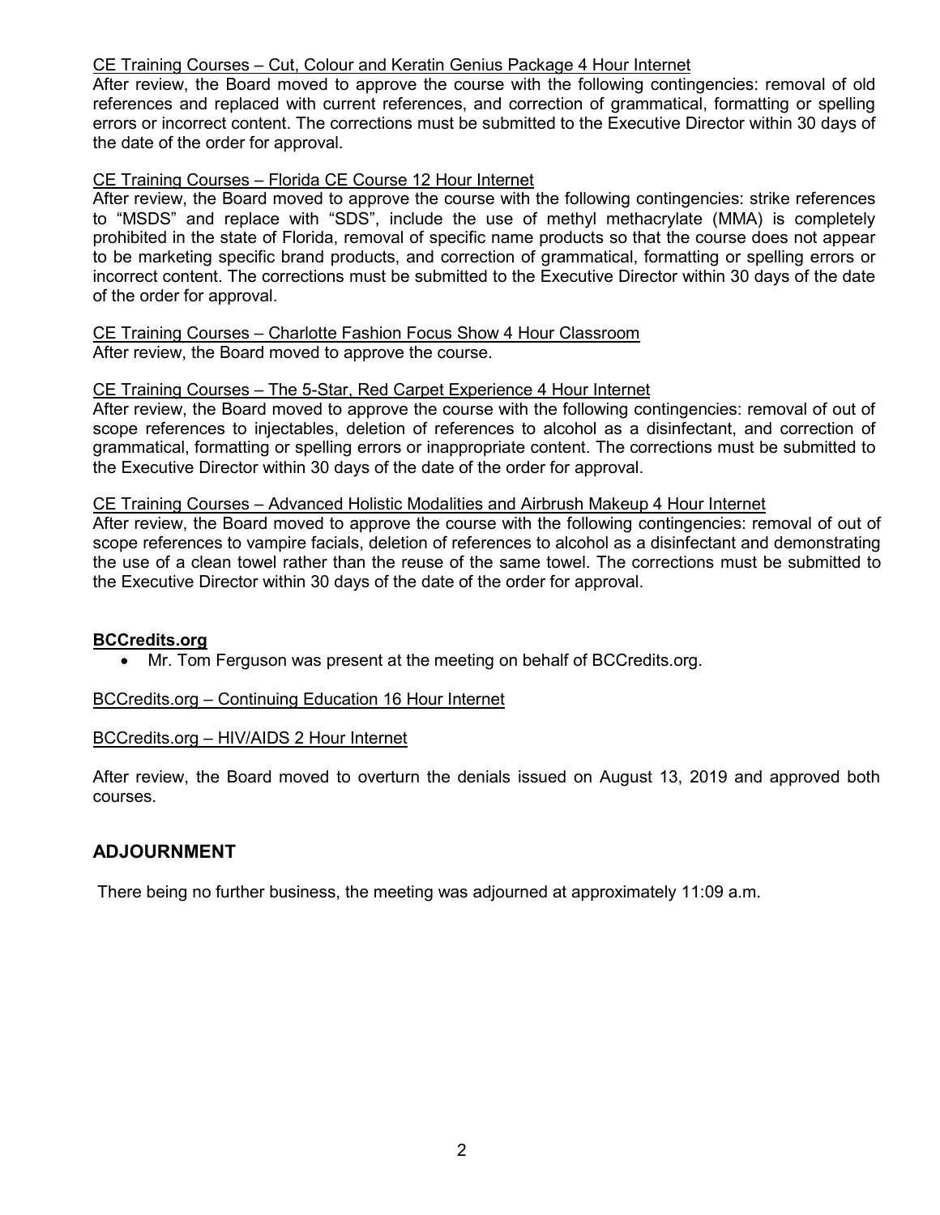CE Training Courses – Cut, Colour and Keratin Genius Package 4 Hour Internet

After review, the Board moved to approve the course with the following contingencies: removal of old references and replaced with current references, and correction of grammatical, formatting or spelling errors or incorrect content. The corrections must be submitted to the Executive Director within 30 days of the date of the order for approval.

CE Training Courses – Florida CE Course 12 Hour Internet

After review, the Board moved to approve the course with the following contingencies: strike references to "MSDS" and replace with "SDS", include the use of methyl methacrylate (MMA) is completely prohibited in the state of Florida, removal of specific name products so that the course does not appear to be marketing specific brand products, and correction of grammatical, formatting or spelling errors or incorrect content. The corrections must be submitted to the Executive Director within 30 days of the date of the order for approval.

CE Training Courses – Charlotte Fashion Focus Show 4 Hour Classroom

After review, the Board moved to approve the course.

CE Training Courses – The 5-Star, Red Carpet Experience 4 Hour Internet

After review, the Board moved to approve the course with the following contingencies: removal of out of scope references to injectables, deletion of references to alcohol as a disinfectant, and correction of grammatical, formatting or spelling errors or inappropriate content. The corrections must be submitted to the Executive Director within 30 days of the date of the order for approval.

CE Training Courses – Advanced Holistic Modalities and Airbrush Makeup 4 Hour Internet

After review, the Board moved to approve the course with the following contingencies: removal of out of scope references to vampire facials, deletion of references to alcohol as a disinfectant and demonstrating the use of a clean towel rather than the reuse of the same towel. The corrections must be submitted to the Executive Director within 30 days of the date of the order for approval.

**BCCredits.org**

- Mr. Tom Ferguson was present at the meeting on behalf of BCCredits.org.

BCCredits.org – Continuing Education 16 Hour Internet

BCCredits.org – HIV/AIDS 2 Hour Internet

After review, the Board moved to overturn the denials issued on August 13, 2019 and approved both courses.

## ADJOURNMENT

There being no further business, the meeting was adjourned at approximately 11:09 a.m.